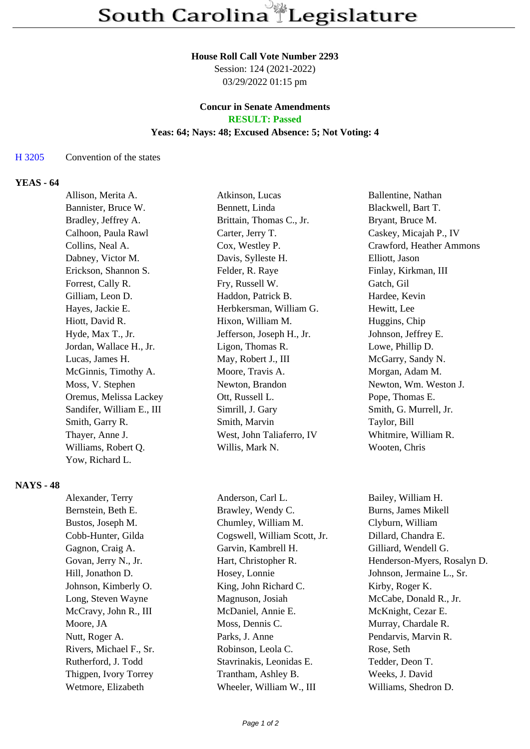# South Carolina Legislature

**House Roll Call Vote Number 2293**
Session: 124 (2021-2022)
03/29/2022 01:15 pm

**Concur in Senate Amendments**
**RESULT: Passed**
**Yeas: 64; Nays: 48; Excused Absence: 5; Not Voting: 4**

H 3205 Convention of the states

## YEAS - 64

| | | |
|---|---|---|
| Allison, Merita A. | Atkinson, Lucas | Ballentine, Nathan |
| Bannister, Bruce W. | Bennett, Linda | Blackwell, Bart T. |
| Bradley, Jeffrey A. | Brittain, Thomas C., Jr. | Bryant, Bruce M. |
| Calhoon, Paula Rawl | Carter, Jerry T. | Caskey, Micajah P., IV |
| Collins, Neal A. | Cox, Westley P. | Crawford, Heather Ammons |
| Dabney, Victor M. | Davis, Sylleste H. | Elliott, Jason |
| Erickson, Shannon S. | Felder, R. Raye | Finlay, Kirkman, III |
| Forrest, Cally R. | Fry, Russell W. | Gatch, Gil |
| Gilliam, Leon D. | Haddon, Patrick B. | Hardee, Kevin |
| Hayes, Jackie E. | Herbkersman, William G. | Hewitt, Lee |
| Hiott, David R. | Hixon, William M. | Huggins, Chip |
| Hyde, Max T., Jr. | Jefferson, Joseph H., Jr. | Johnson, Jeffrey E. |
| Jordan, Wallace H., Jr. | Ligon, Thomas R. | Lowe, Phillip D. |
| Lucas, James H. | May, Robert J., III | McGarry, Sandy N. |
| McGinnis, Timothy A. | Moore, Travis A. | Morgan, Adam M. |
| Moss, V. Stephen | Newton, Brandon | Newton, Wm. Weston J. |
| Oremus, Melissa Lackey | Ott, Russell L. | Pope, Thomas E. |
| Sandifer, William E., III | Simrill, J. Gary | Smith, G. Murrell, Jr. |
| Smith, Garry R. | Smith, Marvin | Taylor, Bill |
| Thayer, Anne J. | West, John Taliaferro, IV | Whitmire, William R. |
| Williams, Robert Q. | Willis, Mark N. | Wooten, Chris |
| Yow, Richard L. | | |

## NAYS - 48

| | | |
|---|---|---|
| Alexander, Terry | Anderson, Carl L. | Bailey, William H. |
| Bernstein, Beth E. | Brawley, Wendy C. | Burns, James Mikell |
| Bustos, Joseph M. | Chumley, William M. | Clyburn, William |
| Cobb-Hunter, Gilda | Cogswell, William Scott, Jr. | Dillard, Chandra E. |
| Gagnon, Craig A. | Garvin, Kambrell H. | Gilliard, Wendell G. |
| Govan, Jerry N., Jr. | Hart, Christopher R. | Henderson-Myers, Rosalyn D. |
| Hill, Jonathon D. | Hosey, Lonnie | Johnson, Jermaine L., Sr. |
| Johnson, Kimberly O. | King, John Richard C. | Kirby, Roger K. |
| Long, Steven Wayne | Magnuson, Josiah | McCabe, Donald R., Jr. |
| McCravy, John R., III | McDaniel, Annie E. | McKnight, Cezar E. |
| Moore, JA | Moss, Dennis C. | Murray, Chardale R. |
| Nutt, Roger A. | Parks, J. Anne | Pendarvis, Marvin R. |
| Rivers, Michael F., Sr. | Robinson, Leola C. | Rose, Seth |
| Rutherford, J. Todd | Stavrinakis, Leonidas E. | Tedder, Deon T. |
| Thigpen, Ivory Torrey | Trantham, Ashley B. | Weeks, J. David |
| Wetmore, Elizabeth | Wheeler, William W., III | Williams, Shedron D. |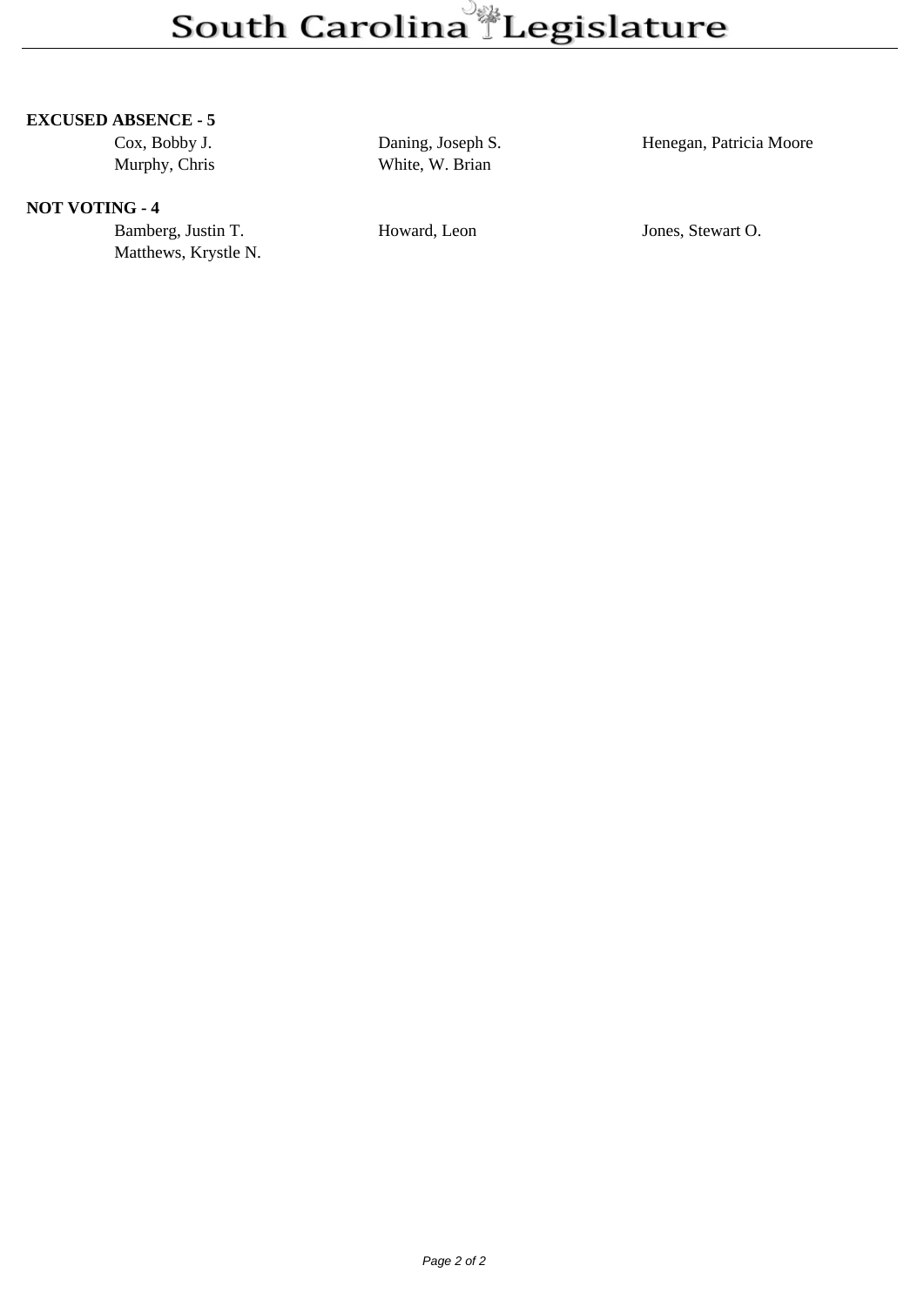**EXCUSED ABSENCE - 5**

| | | |
|---|---|---|
| Cox, Bobby J. | Daning, Joseph S. | Henegan, Patricia Moore |
| Murphy, Chris | White, W. Brian | |

**NOT VOTING - 4**

| | | |
|---|---|---|
| Bamberg, Justin T. | Howard, Leon | Jones, Stewart O. |
| Matthews, Krystle N. | | |